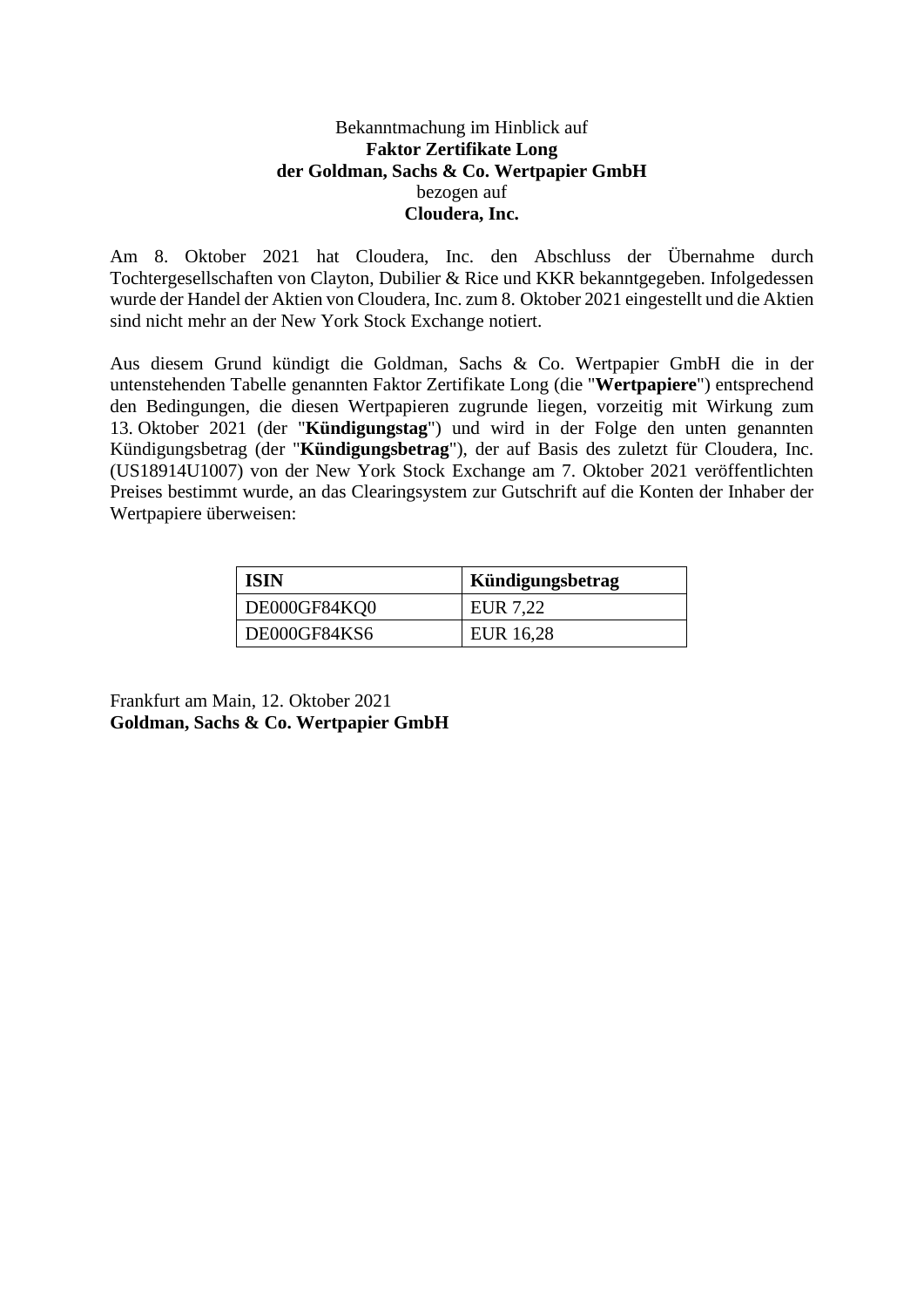Bekanntmachung im Hinblick auf
**Faktor Zertifikate Long**
**der Goldman, Sachs & Co. Wertpapier GmbH**
bezogen auf
**Cloudera, Inc.**

Am 8. Oktober 2021 hat Cloudera, Inc. den Abschluss der Übernahme durch Tochtergesellschaften von Clayton, Dubilier & Rice und KKR bekanntgegeben. Infolgedessen wurde der Handel der Aktien von Cloudera, Inc. zum 8. Oktober 2021 eingestellt und die Aktien sind nicht mehr an der New York Stock Exchange notiert.

Aus diesem Grund kündigt die Goldman, Sachs & Co. Wertpapier GmbH die in der untenstehenden Tabelle genannten Faktor Zertifikate Long (die "**Wertpapiere**") entsprechend den Bedingungen, die diesen Wertpapieren zugrunde liegen, vorzeitig mit Wirkung zum 13. Oktober 2021 (der "**Kündigungstag**") und wird in der Folge den unten genannten Kündigungsbetrag (der "**Kündigungsbetrag**"), der auf Basis des zuletzt für Cloudera, Inc. (US18914U1007) von der New York Stock Exchange am 7. Oktober 2021 veröffentlichten Preises bestimmt wurde, an das Clearingsystem zur Gutschrift auf die Konten der Inhaber der Wertpapiere überweisen:

| ISIN | Kündigungsbetrag |
|---|---|
| DE000GF84KQ0 | EUR 7,22 |
| DE000GF84KS6 | EUR 16,28 |

Frankfurt am Main, 12. Oktober 2021
**Goldman, Sachs & Co. Wertpapier GmbH**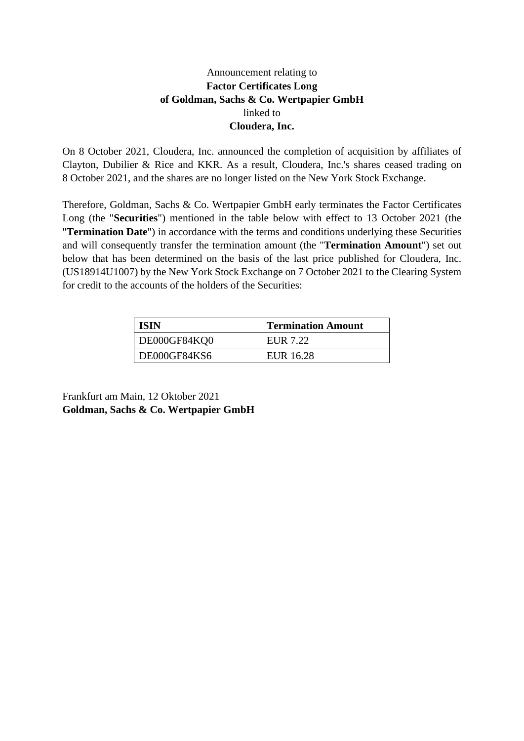Announcement relating to
**Factor Certificates Long**
**of Goldman, Sachs & Co. Wertpapier GmbH**
linked to
**Cloudera, Inc.**

On 8 October 2021, Cloudera, Inc. announced the completion of acquisition by affiliates of Clayton, Dubilier & Rice and KKR. As a result, Cloudera, Inc.'s shares ceased trading on 8 October 2021, and the shares are no longer listed on the New York Stock Exchange.

Therefore, Goldman, Sachs & Co. Wertpapier GmbH early terminates the Factor Certificates Long (the "**Securities**") mentioned in the table below with effect to 13 October 2021 (the "**Termination Date**") in accordance with the terms and conditions underlying these Securities and will consequently transfer the termination amount (the "**Termination Amount**") set out below that has been determined on the basis of the last price published for Cloudera, Inc. (US18914U1007) by the New York Stock Exchange on 7 October 2021 to the Clearing System for credit to the accounts of the holders of the Securities:

| ISIN | Termination Amount |
|---|---|
| DE000GF84KQ0 | EUR 7.22 |
| DE000GF84KS6 | EUR 16.28 |

Frankfurt am Main, 12 Oktober 2021
**Goldman, Sachs & Co. Wertpapier GmbH**